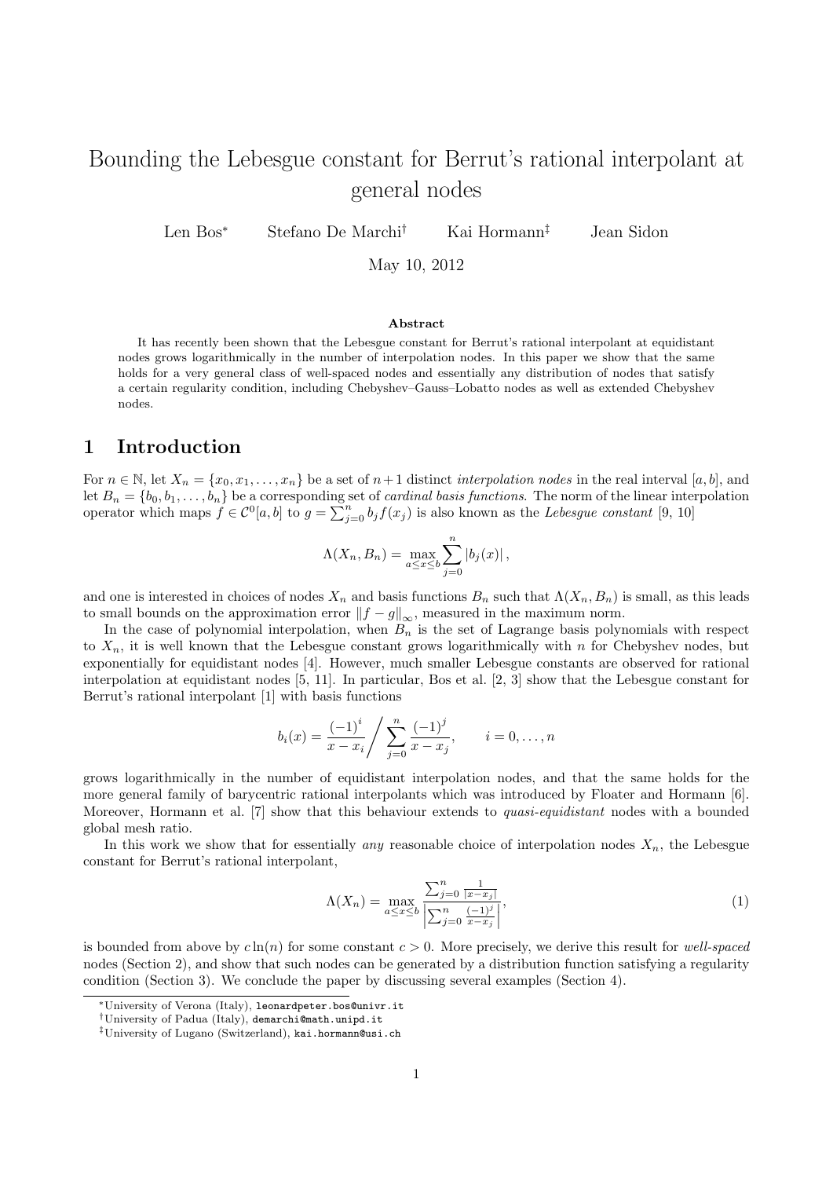# Bounding the Lebesgue constant for Berrut's rational interpolant at general nodes

Len Bos[*] Stefano De Marchi[†] Kai Hormann[‡] Jean Sidon

May 10, 2012

**Abstract**

It has recently been shown that the Lebesgue constant for Berrut's rational interpolant at equidistant nodes grows logarithmically in the number of interpolation nodes. In this paper we show that the same holds for a very general class of well-spaced nodes and essentially any distribution of nodes that satisfy a certain regularity condition, including Chebyshev–Gauss–Lobatto nodes as well as extended Chebyshev nodes.

## 1 Introduction

For $n \in \mathbb{N}$, let $X_n = \{x_0, x_1, \dots, x_n\}$ be a set of $n+1$ distinct *interpolation nodes* in the real interval $[a, b]$, and let $B_n = \{b_0, b_1, \dots, b_n\}$ be a corresponding set of *cardinal basis functions*. The norm of the linear interpolation operator which maps $f \in \mathcal{C}^0[a, b]$ to $g = \sum_{j=0}^n b_j f(x_j)$ is also known as the *Lebesgue constant* [9, 10]

$$\Lambda(X_n, B_n) = \max_{a \le x \le b} \sum_{j=0}^n |b_j(x)|,$$

and one is interested in choices of nodes $X_n$ and basis functions $B_n$ such that $\Lambda(X_n, B_n)$ is small, as this leads to small bounds on the approximation error $\|f - g\|_\infty$, measured in the maximum norm.

In the case of polynomial interpolation, when $B_n$ is the set of Lagrange basis polynomials with respect to $X_n$, it is well known that the Lebesgue constant grows logarithmically with $n$ for Chebyshev nodes, but exponentially for equidistant nodes [4]. However, much smaller Lebesgue constants are observed for rational interpolation at equidistant nodes [5, 11]. In particular, Bos et al. [2, 3] show that the Lebesgue constant for Berrut's rational interpolant [1] with basis functions

$$b_i(x) = \frac{(-1)^i}{x - x_i} \bigg/ \sum_{j=0}^n \frac{(-1)^j}{x - x_j}, \qquad i = 0, \dots, n$$

grows logarithmically in the number of equidistant interpolation nodes, and that the same holds for the more general family of barycentric rational interpolants which was introduced by Floater and Hormann [6]. Moreover, Hormann et al. [7] show that this behaviour extends to *quasi-equidistant* nodes with a bounded global mesh ratio.

In this work we show that for essentially *any* reasonable choice of interpolation nodes $X_n$, the Lebesgue constant for Berrut's rational interpolant,

$$\Lambda(X_n) = \max_{a \le x \le b} \frac{\sum_{j=0}^n \frac{1}{|x - x_j|}}{\left| \sum_{j=0}^n \frac{(-1)^j}{x - x_j} \right|}, \tag{1}$$

is bounded from above by $c \ln(n)$ for some constant $c > 0$. More precisely, we derive this result for *well-spaced* nodes (Section 2), and show that such nodes can be generated by a distribution function satisfying a regularity condition (Section 3). We conclude the paper by discussing several examples (Section 4).

---

[*] University of Verona (Italy), leonardpeter.bos@univr.it

[†] University of Padua (Italy), demarchi@math.unipd.it

[‡] University of Lugano (Switzerland), kai.hormann@usi.ch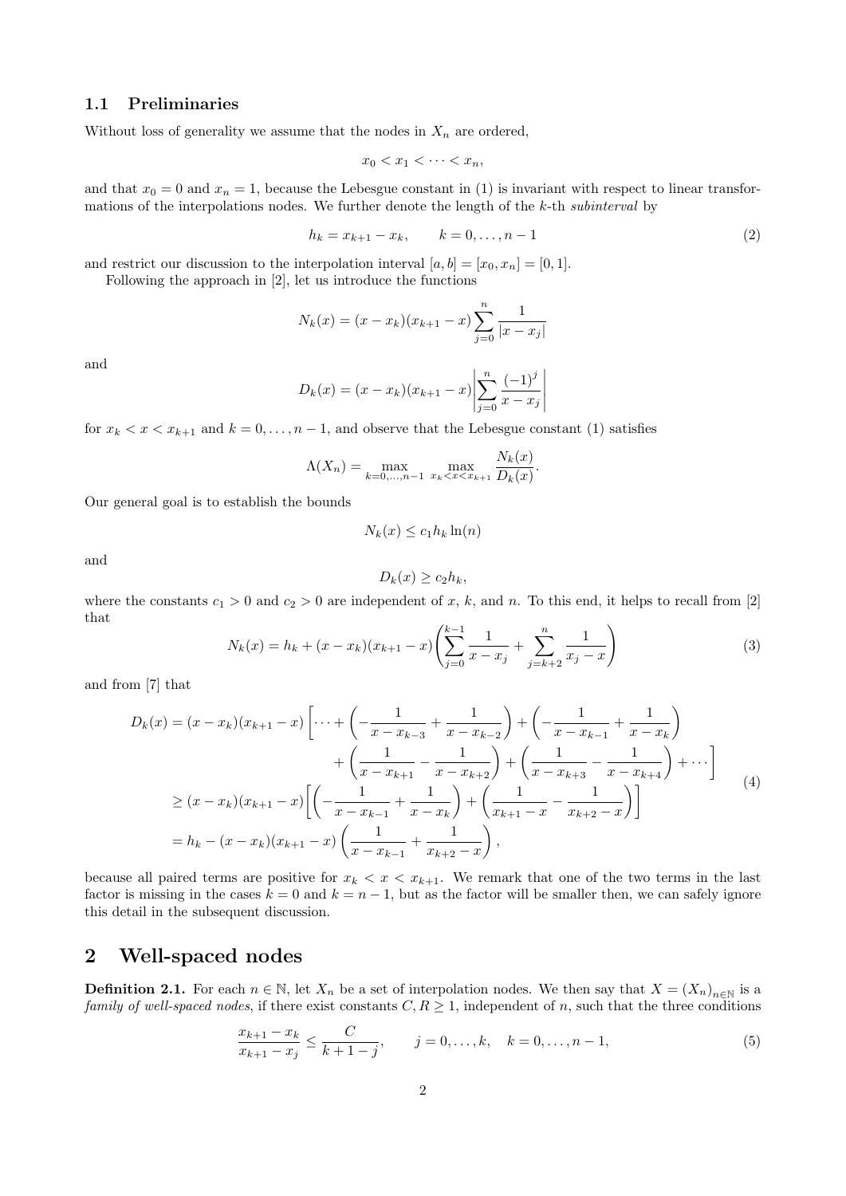### 1.1 Preliminaries

Without loss of generality we assume that the nodes in $X_n$ are ordered,

$$x_0 < x_1 < \cdots < x_n,$$

and that $x_0 = 0$ and $x_n = 1$, because the Lebesgue constant in (1) is invariant with respect to linear transformations of the interpolations nodes. We further denote the length of the $k$-th *subinterval* by

$$h_k = x_{k+1} - x_k, \qquad k = 0, \dots, n-1 \tag{2}$$

and restrict our discussion to the interpolation interval $[a, b] = [x_0, x_n] = [0, 1]$.

Following the approach in [2], let us introduce the functions

$$N_k(x) = (x - x_k)(x_{k+1} - x) \sum_{j=0}^{n} \frac{1}{|x - x_j|}$$

and

$$D_k(x) = (x - x_k)(x_{k+1} - x) \left| \sum_{j=0}^{n} \frac{(-1)^j}{x - x_j} \right|$$

for $x_k < x < x_{k+1}$ and $k = 0, \dots, n-1$, and observe that the Lebesgue constant (1) satisfies

$$\Lambda(X_n) = \max_{k=0,\dots,n-1} \max_{x_k < x < x_{k+1}} \frac{N_k(x)}{D_k(x)}.$$

Our general goal is to establish the bounds

$$N_k(x) \le c_1 h_k \ln(n)$$

and

$$D_k(x) \ge c_2 h_k,$$

where the constants $c_1 > 0$ and $c_2 > 0$ are independent of $x$, $k$, and $n$. To this end, it helps to recall from [2] that

$$N_k(x) = h_k + (x - x_k)(x_{k+1} - x) \left( \sum_{j=0}^{k-1} \frac{1}{x - x_j} + \sum_{j=k+2}^{n} \frac{1}{x_j - x} \right) \tag{3}$$

and from [7] that

$$\begin{aligned} D_k(x) &= (x - x_k)(x_{k+1} - x) \left[ \cdots + \left( -\frac{1}{x - x_{k-3}} + \frac{1}{x - x_{k-2}} \right) + \left( -\frac{1}{x - x_{k-1}} + \frac{1}{x - x_k} \right) \right. \\ &\qquad \left. + \left( \frac{1}{x - x_{k+1}} - \frac{1}{x - x_{k+2}} \right) + \left( \frac{1}{x - x_{k+3}} - \frac{1}{x - x_{k+4}} \right) + \cdots \right] \\ &\ge (x - x_k)(x_{k+1} - x) \left[ \left( -\frac{1}{x - x_{k-1}} + \frac{1}{x - x_k} \right) + \left( \frac{1}{x_{k+1} - x} - \frac{1}{x_{k+2} - x} \right) \right] \\ &= h_k - (x - x_k)(x_{k+1} - x) \left( \frac{1}{x - x_{k-1}} + \frac{1}{x_{k+2} - x} \right), \end{aligned} \tag{4}$$

because all paired terms are positive for $x_k < x < x_{k+1}$. We remark that one of the two terms in the last factor is missing in the cases $k = 0$ and $k = n-1$, but as the factor will be smaller then, we can safely ignore this detail in the subsequent discussion.

## 2 Well-spaced nodes

**Definition 2.1.** For each $n \in \mathbb{N}$, let $X_n$ be a set of interpolation nodes. We then say that $X = (X_n)_{n \in \mathbb{N}}$ is a *family of well-spaced nodes*, if there exist constants $C, R \ge 1$, independent of $n$, such that the three conditions

$$\frac{x_{k+1} - x_k}{x_{k+1} - x_j} \le \frac{C}{k + 1 - j}, \qquad j = 0, \dots, k, \quad k = 0, \dots, n-1, \tag{5}$$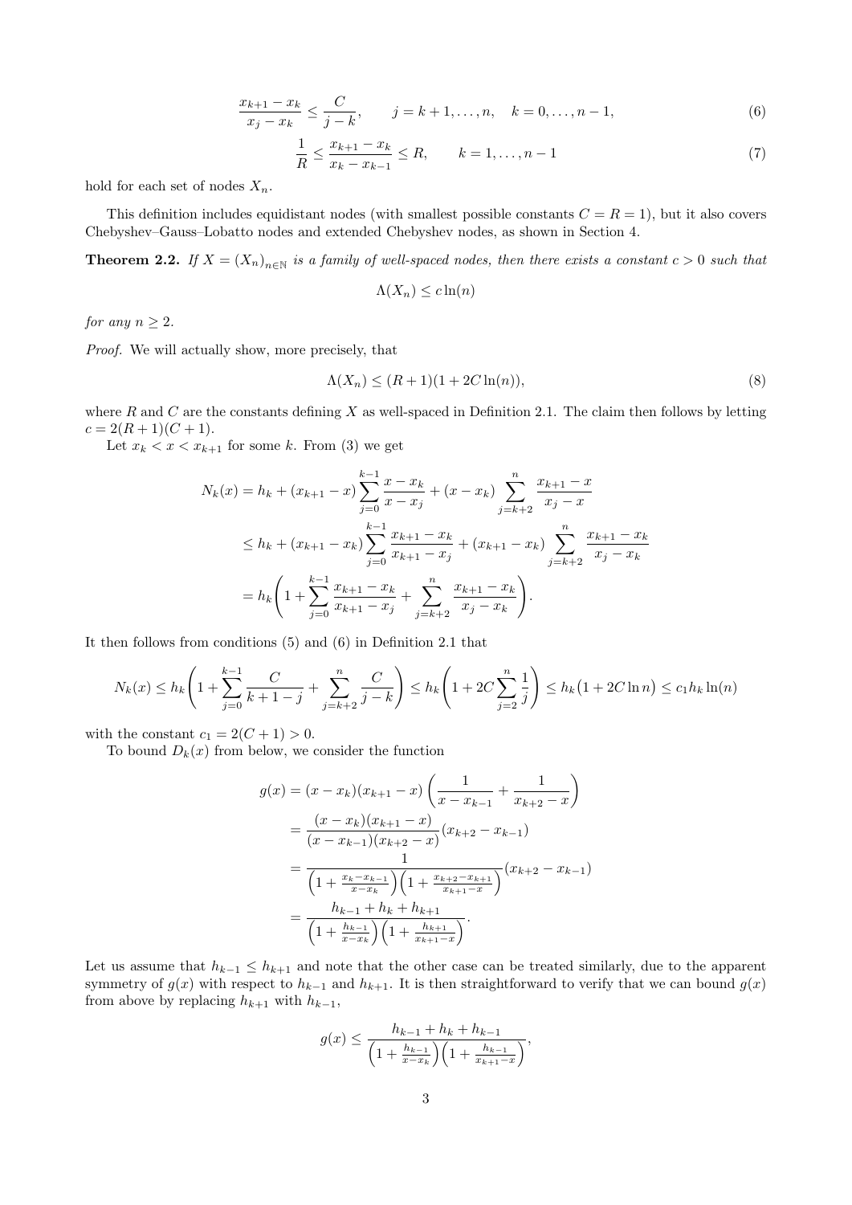$$\frac{x_{k+1} - x_k}{x_j - x_k} \le \frac{C}{j-k}, \qquad j = k+1, \dots, n, \quad k = 0, \dots, n-1, \tag{6}$$

$$\frac{1}{R} \le \frac{x_{k+1} - x_k}{x_k - x_{k-1}} \le R, \qquad k = 1, \dots, n-1 \tag{7}$$

hold for each set of nodes $X_n$.

This definition includes equidistant nodes (with smallest possible constants $C = R = 1$), but it also covers Chebyshev–Gauss–Lobatto nodes and extended Chebyshev nodes, as shown in Section 4.

**Theorem 2.2.** *If $X = (X_n)_{n\in\mathbb{N}}$ is a family of well-spaced nodes, then there exists a constant $c > 0$ such that*

$$\Lambda(X_n) \le c \ln(n)$$

*for any $n \ge 2$.*

*Proof.* We will actually show, more precisely, that

$$\Lambda(X_n) \le (R+1)(1 + 2C\ln(n)), \tag{8}$$

where $R$ and $C$ are the constants defining $X$ as well-spaced in Definition 2.1. The claim then follows by letting $c = 2(R+1)(C+1)$.

Let $x_k < x < x_{k+1}$ for some $k$. From (3) we get

$$\begin{aligned}
N_k(x) &= h_k + (x_{k+1} - x) \sum_{j=0}^{k-1} \frac{x - x_k}{x - x_j} + (x - x_k) \sum_{j=k+2}^{n} \frac{x_{k+1} - x}{x_j - x} \\
&\le h_k + (x_{k+1} - x_k) \sum_{j=0}^{k-1} \frac{x_{k+1} - x_k}{x_{k+1} - x_j} + (x_{k+1} - x_k) \sum_{j=k+2}^{n} \frac{x_{k+1} - x_k}{x_j - x_k} \\
&= h_k \left( 1 + \sum_{j=0}^{k-1} \frac{x_{k+1} - x_k}{x_{k+1} - x_j} + \sum_{j=k+2}^{n} \frac{x_{k+1} - x_k}{x_j - x_k} \right).
\end{aligned}$$

It then follows from conditions (5) and (6) in Definition 2.1 that

$$N_k(x) \le h_k \left( 1 + \sum_{j=0}^{k-1} \frac{C}{k+1-j} + \sum_{j=k+2}^{n} \frac{C}{j-k} \right) \le h_k \left( 1 + 2C \sum_{j=2}^{n} \frac{1}{j} \right) \le h_k \big( 1 + 2C \ln n \big) \le c_1 h_k \ln(n)$$

with the constant $c_1 = 2(C+1) > 0$.

To bound $D_k(x)$ from below, we consider the function

$$\begin{aligned}
g(x) &= (x - x_k)(x_{k+1} - x) \left( \frac{1}{x - x_{k-1}} + \frac{1}{x_{k+2} - x} \right) \\
&= \frac{(x - x_k)(x_{k+1} - x)}{(x - x_{k-1})(x_{k+2} - x)} (x_{k+2} - x_{k-1}) \\
&= \frac{1}{\left( 1 + \frac{x_k - x_{k-1}}{x - x_k} \right) \left( 1 + \frac{x_{k+2} - x_{k+1}}{x_{k+1} - x} \right)} (x_{k+2} - x_{k-1}) \\
&= \frac{h_{k-1} + h_k + h_{k+1}}{\left( 1 + \frac{h_{k-1}}{x - x_k} \right) \left( 1 + \frac{h_{k+1}}{x_{k+1} - x} \right)}.
\end{aligned}$$

Let us assume that $h_{k-1} \le h_{k+1}$ and note that the other case can be treated similarly, due to the apparent symmetry of $g(x)$ with respect to $h_{k-1}$ and $h_{k+1}$. It is then straightforward to verify that we can bound $g(x)$ from above by replacing $h_{k+1}$ with $h_{k-1}$,

$$g(x) \le \frac{h_{k-1} + h_k + h_{k-1}}{\left( 1 + \frac{h_{k-1}}{x - x_k} \right) \left( 1 + \frac{h_{k-1}}{x_{k+1} - x} \right)},$$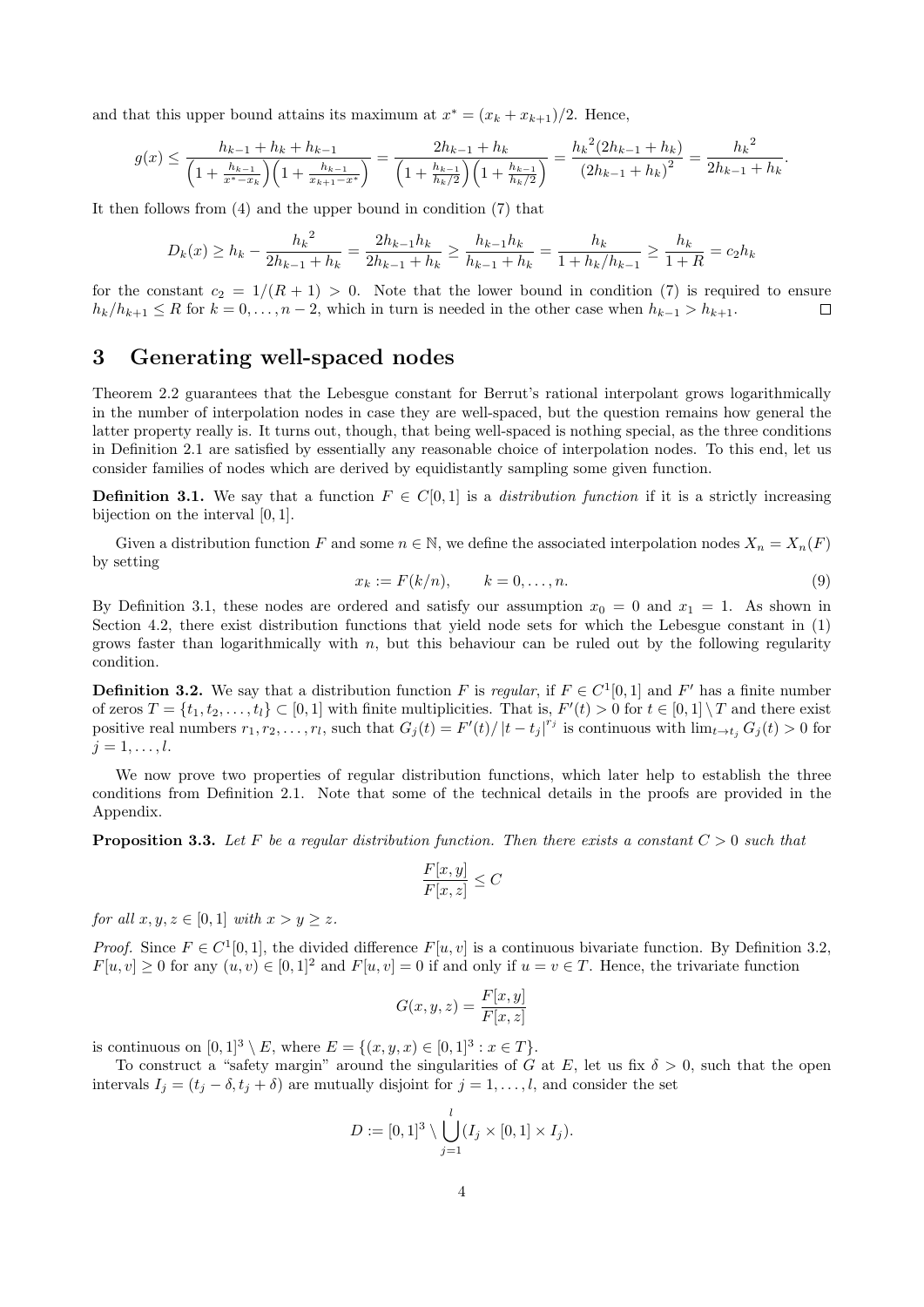and that this upper bound attains its maximum at $x^* = (x_k + x_{k+1})/2$. Hence,

$$g(x) \le \frac{h_{k-1} + h_k + h_{k-1}}{\left(1 + \frac{h_{k-1}}{x^* - x_k}\right)\left(1 + \frac{h_{k-1}}{x_{k+1} - x^*}\right)} = \frac{2h_{k-1} + h_k}{\left(1 + \frac{h_{k-1}}{h_k/2}\right)\left(1 + \frac{h_{k-1}}{h_k/2}\right)} = \frac{{h_k}^2(2h_{k-1} + h_k)}{(2h_{k-1} + h_k)^2} = \frac{{h_k}^2}{2h_{k-1} + h_k}.$$

It then follows from (4) and the upper bound in condition (7) that

$$D_k(x) \ge h_k - \frac{{h_k}^2}{2h_{k-1} + h_k} = \frac{2h_{k-1}h_k}{2h_{k-1} + h_k} \ge \frac{h_{k-1}h_k}{h_{k-1} + h_k} = \frac{h_k}{1 + h_k/h_{k-1}} \ge \frac{h_k}{1 + R} = c_2 h_k$$

for the constant $c_2 = 1/(R+1) > 0$. Note that the lower bound in condition (7) is required to ensure $h_k/h_{k+1} \le R$ for $k = 0, \dots, n-2$, which in turn is needed in the other case when $h_{k-1} > h_{k+1}$. □

## 3 Generating well-spaced nodes

Theorem 2.2 guarantees that the Lebesgue constant for Berrut's rational interpolant grows logarithmically in the number of interpolation nodes in case they are well-spaced, but the question remains how general the latter property really is. It turns out, though, that being well-spaced is nothing special, as the three conditions in Definition 2.1 are satisfied by essentially any reasonable choice of interpolation nodes. To this end, let us consider families of nodes which are derived by equidistantly sampling some given function.

**Definition 3.1.** We say that a function $F \in C[0,1]$ is a *distribution function* if it is a strictly increasing bijection on the interval $[0,1]$.

Given a distribution function $F$ and some $n \in \mathbb{N}$, we define the associated interpolation nodes $X_n = X_n(F)$ by setting

$$x_k := F(k/n), \qquad k = 0, \dots, n. \tag{9}$$

By Definition 3.1, these nodes are ordered and satisfy our assumption $x_0 = 0$ and $x_1 = 1$. As shown in Section 4.2, there exist distribution functions that yield node sets for which the Lebesgue constant in (1) grows faster than logarithmically with $n$, but this behaviour can be ruled out by the following regularity condition.

**Definition 3.2.** We say that a distribution function $F$ is *regular*, if $F \in C^1[0,1]$ and $F'$ has a finite number of zeros $T = \{t_1, t_2, \dots, t_l\} \subset [0,1]$ with finite multiplicities. That is, $F'(t) > 0$ for $t \in [0,1] \setminus T$ and there exist positive real numbers $r_1, r_2, \dots, r_l$, such that $G_j(t) = F'(t)/|t - t_j|^{r_j}$ is continuous with $\lim_{t \to t_j} G_j(t) > 0$ for $j = 1, \dots, l$.

We now prove two properties of regular distribution functions, which later help to establish the three conditions from Definition 2.1. Note that some of the technical details in the proofs are provided in the Appendix.

**Proposition 3.3.** *Let $F$ be a regular distribution function. Then there exists a constant $C > 0$ such that*

$$\frac{F[x,y]}{F[x,z]} \le C$$

*for all $x, y, z \in [0,1]$ with $x > y \ge z$.*

*Proof.* Since $F \in C^1[0,1]$, the divided difference $F[u,v]$ is a continuous bivariate function. By Definition 3.2, $F[u,v] \ge 0$ for any $(u,v) \in [0,1]^2$ and $F[u,v] = 0$ if and only if $u = v \in T$. Hence, the trivariate function

$$G(x,y,z) = \frac{F[x,y]}{F[x,z]}$$

is continuous on $[0,1]^3 \setminus E$, where $E = \{(x,y,x) \in [0,1]^3 : x \in T\}$.

To construct a "safety margin" around the singularities of $G$ at $E$, let us fix $\delta > 0$, such that the open intervals $I_j = (t_j - \delta, t_j + \delta)$ are mutually disjoint for $j = 1, \dots, l$, and consider the set

$$D := [0,1]^3 \setminus \bigcup_{j=1}^{l} (I_j \times [0,1] \times I_j).$$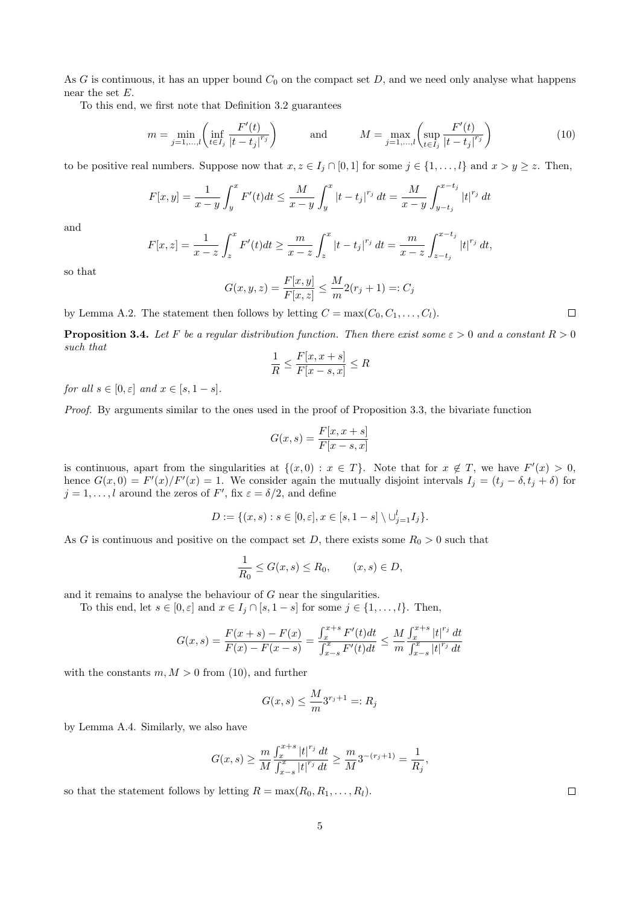As $G$ is continuous, it has an upper bound $C_0$ on the compact set $D$, and we need only analyse what happens near the set $E$.

To this end, we first note that Definition 3.2 guarantees

$$m = \min_{j=1,\ldots,l} \left( \inf_{t \in I_j} \frac{F'(t)}{|t - t_j|^{r_j}} \right) \qquad \text{and} \qquad M = \max_{j=1,\ldots,l} \left( \sup_{t \in I_j} \frac{F'(t)}{|t - t_j|^{r_j}} \right) \tag{10}$$

to be positive real numbers. Suppose now that $x, z \in I_j \cap [0,1]$ for some $j \in \{1, \ldots, l\}$ and $x > y \geq z$. Then,

$$F[x,y] = \frac{1}{x-y} \int_y^x F'(t) dt \leq \frac{M}{x-y} \int_y^x |t - t_j|^{r_j} \, dt = \frac{M}{x-y} \int_{y-t_j}^{x-t_j} |t|^{r_j} \, dt$$

and

$$F[x,z] = \frac{1}{x-z} \int_z^x F'(t) dt \geq \frac{m}{x-z} \int_z^x |t - t_j|^{r_j} \, dt = \frac{m}{x-z} \int_{z-t_j}^{x-t_j} |t|^{r_j} \, dt,$$

so that

$$G(x,y,z) = \frac{F[x,y]}{F[x,z]} \leq \frac{M}{m} 2(r_j + 1) =: C_j$$

by Lemma A.2. The statement then follows by letting $C = \max(C_0, C_1, \ldots, C_l)$. □

**Proposition 3.4.** *Let $F$ be a regular distribution function. Then there exist some $\varepsilon > 0$ and a constant $R > 0$ such that*

$$\frac{1}{R} \leq \frac{F[x, x+s]}{F[x-s, x]} \leq R$$

*for all $s \in [0, \varepsilon]$ and $x \in [s, 1-s]$.*

*Proof.* By arguments similar to the ones used in the proof of Proposition 3.3, the bivariate function

$$G(x,s) = \frac{F[x, x+s]}{F[x-s, x]}$$

is continuous, apart from the singularities at $\{(x,0) : x \in T\}$. Note that for $x \notin T$, we have $F'(x) > 0$, hence $G(x,0) = F'(x)/F'(x) = 1$. We consider again the mutually disjoint intervals $I_j = (t_j - \delta, t_j + \delta)$ for $j = 1, \ldots, l$ around the zeros of $F'$, fix $\varepsilon = \delta/2$, and define

$$D := \{(x,s) : s \in [0, \varepsilon], x \in [s, 1-s] \setminus \cup_{j=1}^l I_j\}.$$

As $G$ is continuous and positive on the compact set $D$, there exists some $R_0 > 0$ such that

$$\frac{1}{R_0} \leq G(x,s) \leq R_0, \qquad (x,s) \in D,$$

and it remains to analyse the behaviour of $G$ near the singularities.

To this end, let $s \in [0, \varepsilon]$ and $x \in I_j \cap [s, 1-s]$ for some $j \in \{1, \ldots, l\}$. Then,

$$G(x,s) = \frac{F(x+s) - F(x)}{F(x) - F(x-s)} = \frac{\int_x^{x+s} F'(t) dt}{\int_{x-s}^x F'(t) dt} \leq \frac{M}{m} \frac{\int_x^{x+s} |t|^{r_j} \, dt}{\int_{x-s}^x |t|^{r_j} \, dt}$$

with the constants $m, M > 0$ from (10), and further

$$G(x,s) \leq \frac{M}{m} 3^{r_j + 1} =: R_j$$

by Lemma A.4. Similarly, we also have

$$G(x,s) \geq \frac{m}{M} \frac{\int_x^{x+s} |t|^{r_j} \, dt}{\int_{x-s}^x |t|^{r_j} \, dt} \geq \frac{m}{M} 3^{-(r_j+1)} = \frac{1}{R_j},$$

so that the statement follows by letting $R = \max(R_0, R_1, \ldots, R_l)$. □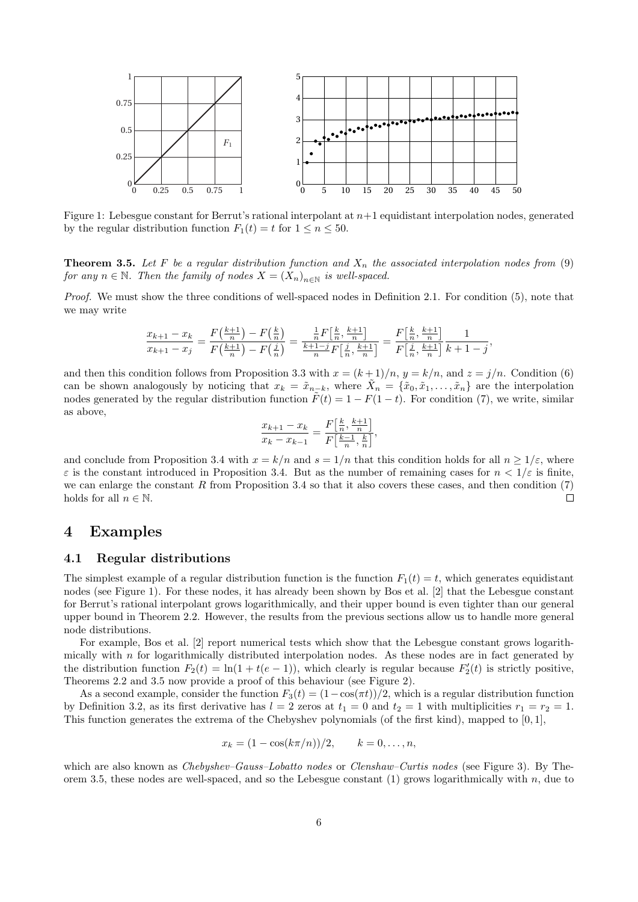Figure 1: Lebesgue constant for Berrut's rational interpolant at $n+1$ equidistant interpolation nodes, generated by the regular distribution function $F_1(t) = t$ for $1 \le n \le 50$.

**Theorem 3.5.** *Let $F$ be a regular distribution function and $X_n$ the associated interpolation nodes from* (9) *for any $n \in \mathbb{N}$. Then the family of nodes $X = (X_n)_{n\in\mathbb{N}}$ is well-spaced.*

*Proof.* We must show the three conditions of well-spaced nodes in Definition 2.1. For condition (5), note that we may write

$$\frac{x_{k+1}-x_k}{x_{k+1}-x_j} = \frac{F\big(\frac{k+1}{n}\big)-F\big(\frac{k}{n}\big)}{F\big(\frac{k+1}{n}\big)-F\big(\frac{j}{n}\big)} = \frac{\frac{1}{n}F\big[\frac{k}{n},\frac{k+1}{n}\big]}{\frac{k+1-j}{n}F\big[\frac{j}{n},\frac{k+1}{n}\big]} = \frac{F\big[\frac{k}{n},\frac{k+1}{n}\big]}{F\big[\frac{j}{n},\frac{k+1}{n}\big]}\frac{1}{k+1-j},$$

and then this condition follows from Proposition 3.3 with $x=(k+1)/n$, $y=k/n$, and $z=j/n$. Condition (6) can be shown analogously by noticing that $x_k = \tilde{x}_{n-k}$, where $\tilde{X}_n = \{\tilde{x}_0,\tilde{x}_1,\ldots,\tilde{x}_n\}$ are the interpolation nodes generated by the regular distribution function $\tilde{F}(t) = 1-F(1-t)$. For condition (7), we write, similar as above,

$$\frac{x_{k+1}-x_k}{x_k-x_{k-1}} = \frac{F\big[\frac{k}{n},\frac{k+1}{n}\big]}{F\big[\frac{k-1}{n},\frac{k}{n}\big]},$$

and conclude from Proposition 3.4 with $x=k/n$ and $s=1/n$ that this condition holds for all $n \ge 1/\varepsilon$, where $\varepsilon$ is the constant introduced in Proposition 3.4. But as the number of remaining cases for $n < 1/\varepsilon$ is finite, we can enlarge the constant $R$ from Proposition 3.4 so that it also covers these cases, and then condition (7) holds for all $n \in \mathbb{N}$. □

## 4 Examples

### 4.1 Regular distributions

The simplest example of a regular distribution function is the function $F_1(t) = t$, which generates equidistant nodes (see Figure 1). For these nodes, it has already been shown by Bos et al. [2] that the Lebesgue constant for Berrut's rational interpolant grows logarithmically, and their upper bound is even tighter than our general upper bound in Theorem 2.2. However, the results from the previous sections allow us to handle more general node distributions.

For example, Bos et al. [2] report numerical tests which show that the Lebesgue constant grows logarithmically with $n$ for logarithmically distributed interpolation nodes. As these nodes are in fact generated by the distribution function $F_2(t) = \ln(1+t(e-1))$, which clearly is regular because $F_2'(t)$ is strictly positive, Theorems 2.2 and 3.5 now provide a proof of this behaviour (see Figure 2).

As a second example, consider the function $F_3(t) = (1-\cos(\pi t))/2$, which is a regular distribution function by Definition 3.2, as its first derivative has $l=2$ zeros at $t_1=0$ and $t_2=1$ with multiplicities $r_1=r_2=1$. This function generates the extrema of the Chebyshev polynomials (of the first kind), mapped to $[0,1]$,

$$x_k = (1-\cos(k\pi/n))/2, \qquad k=0,\ldots,n,$$

which are also known as *Chebyshev–Gauss–Lobatto nodes* or *Clenshaw–Curtis nodes* (see Figure 3). By Theorem 3.5, these nodes are well-spaced, and so the Lebesgue constant (1) grows logarithmically with $n$, due to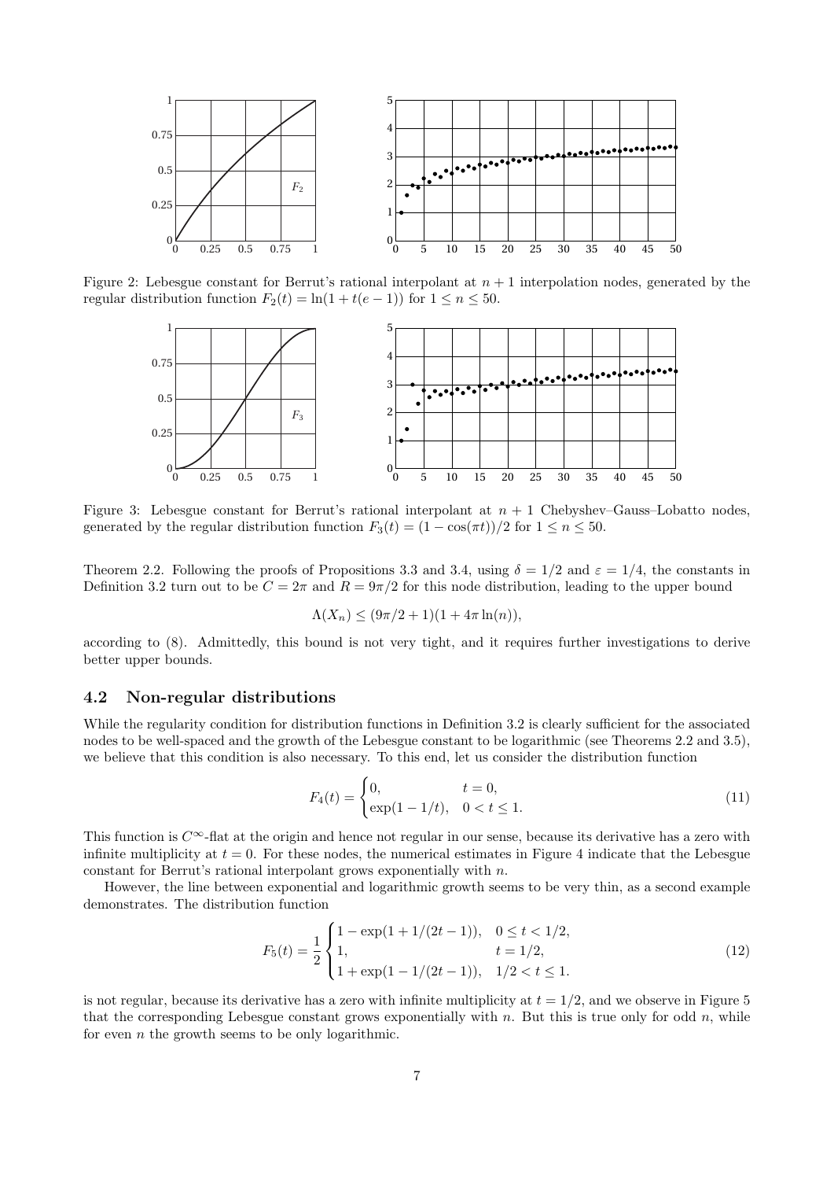Figure 2: Lebesgue constant for Berrut's rational interpolant at $n+1$ interpolation nodes, generated by the regular distribution function $F_2(t) = \ln(1 + t(e-1))$ for $1 \le n \le 50$.

Figure 3: Lebesgue constant for Berrut's rational interpolant at $n+1$ Chebyshev–Gauss–Lobatto nodes, generated by the regular distribution function $F_3(t) = (1 - \cos(\pi t))/2$ for $1 \le n \le 50$.

Theorem 2.2. Following the proofs of Propositions 3.3 and 3.4, using $\delta = 1/2$ and $\varepsilon = 1/4$, the constants in Definition 3.2 turn out to be $C = 2\pi$ and $R = 9\pi/2$ for this node distribution, leading to the upper bound

$$\Lambda(X_n) \le (9\pi/2 + 1)(1 + 4\pi \ln(n)),$$

according to (8). Admittedly, this bound is not very tight, and it requires further investigations to derive better upper bounds.

### 4.2 Non-regular distributions

While the regularity condition for distribution functions in Definition 3.2 is clearly sufficient for the associated nodes to be well-spaced and the growth of the Lebesgue constant to be logarithmic (see Theorems 2.2 and 3.5), we believe that this condition is also necessary. To this end, let us consider the distribution function

$$F_4(t) = \begin{cases} 0, & t = 0, \\ \exp(1 - 1/t), & 0 < t \le 1. \end{cases} \tag{11}$$

This function is $C^\infty$-flat at the origin and hence not regular in our sense, because its derivative has a zero with infinite multiplicity at $t = 0$. For these nodes, the numerical estimates in Figure 4 indicate that the Lebesgue constant for Berrut's rational interpolant grows exponentially with $n$.

However, the line between exponential and logarithmic growth seems to be very thin, as a second example demonstrates. The distribution function

$$F_5(t) = \frac{1}{2} \begin{cases} 1 - \exp(1 + 1/(2t-1)), & 0 \le t < 1/2, \\ 1, & t = 1/2, \\ 1 + \exp(1 - 1/(2t-1)), & 1/2 < t \le 1. \end{cases} \tag{12}$$

is not regular, because its derivative has a zero with infinite multiplicity at $t = 1/2$, and we observe in Figure 5 that the corresponding Lebesgue constant grows exponentially with $n$. But this is true only for odd $n$, while for even $n$ the growth seems to be only logarithmic.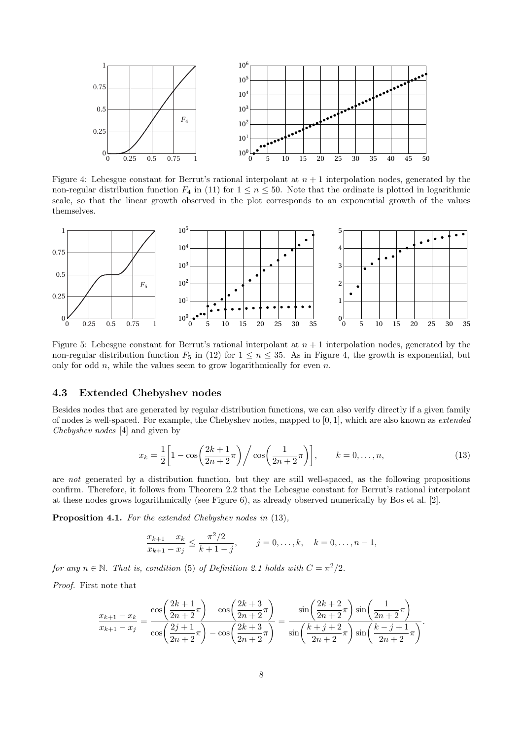Figure 4: Lebesgue constant for Berrut's rational interpolant at $n+1$ interpolation nodes, generated by the non-regular distribution function $F_4$ in (11) for $1 \le n \le 50$. Note that the ordinate is plotted in logarithmic scale, so that the linear growth observed in the plot corresponds to an exponential growth of the values themselves.

Figure 5: Lebesgue constant for Berrut's rational interpolant at $n+1$ interpolation nodes, generated by the non-regular distribution function $F_5$ in (12) for $1 \le n \le 35$. As in Figure 4, the growth is exponential, but only for odd $n$, while the values seem to grow logarithmically for even $n$.

### 4.3 Extended Chebyshev nodes

Besides nodes that are generated by regular distribution functions, we can also verify directly if a given family of nodes is well-spaced. For example, the Chebyshev nodes, mapped to $[0,1]$, which are also known as *extended Chebyshev nodes* [4] and given by

$$x_k = \frac{1}{2}\left[1 - \cos\left(\frac{2k+1}{2n+2}\pi\right) \Big/ \cos\left(\frac{1}{2n+2}\pi\right)\right], \qquad k = 0, \dots, n, \tag{13}$$

are *not* generated by a distribution function, but they are still well-spaced, as the following propositions confirm. Therefore, it follows from Theorem 2.2 that the Lebesgue constant for Berrut's rational interpolant at these nodes grows logarithmically (see Figure 6), as already observed numerically by Bos et al. [2].

**Proposition 4.1.** *For the extended Chebyshev nodes in* (13),

$$\frac{x_{k+1} - x_k}{x_{k+1} - x_j} \le \frac{\pi^2/2}{k+1-j}, \qquad j = 0, \dots, k, \quad k = 0, \dots, n-1,$$

*for any $n \in \mathbb{N}$. That is, condition* (5) *of Definition 2.1 holds with $C = \pi^2/2$.*

*Proof.* First note that

$$\frac{x_{k+1} - x_k}{x_{k+1} - x_j} = \frac{\cos\left(\frac{2k+1}{2n+2}\pi\right) - \cos\left(\frac{2k+3}{2n+2}\pi\right)}{\cos\left(\frac{2j+1}{2n+2}\pi\right) - \cos\left(\frac{2k+3}{2n+2}\pi\right)} = \frac{\sin\left(\frac{2k+2}{2n+2}\pi\right)\sin\left(\frac{1}{2n+2}\pi\right)}{\sin\left(\frac{k+j+2}{2n+2}\pi\right)\sin\left(\frac{k-j+1}{2n+2}\pi\right)}.$$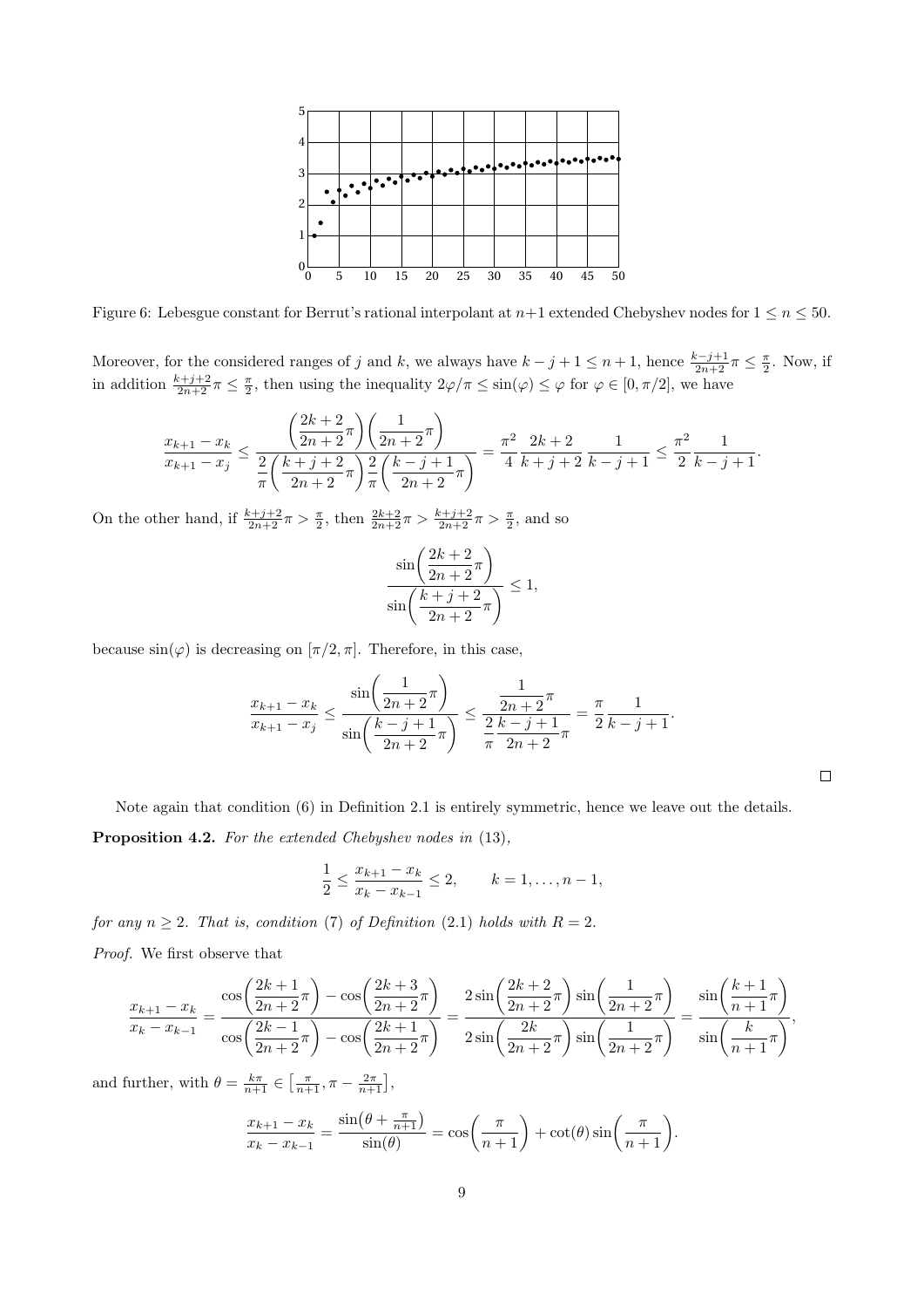Figure 6: Lebesgue constant for Berrut's rational interpolant at $n+1$ extended Chebyshev nodes for $1 \le n \le 50$.

Moreover, for the considered ranges of $j$ and $k$, we always have $k - j + 1 \le n + 1$, hence $\frac{k-j+1}{2n+2}\pi \le \frac{\pi}{2}$. Now, if in addition $\frac{k+j+2}{2n+2}\pi \le \frac{\pi}{2}$, then using the inequality $2\varphi/\pi \le \sin(\varphi) \le \varphi$ for $\varphi \in [0, \pi/2]$, we have

$$\frac{x_{k+1} - x_k}{x_{k+1} - x_j} \le \frac{\left(\dfrac{2k+2}{2n+2}\pi\right)\left(\dfrac{1}{2n+2}\pi\right)}{\dfrac{2}{\pi}\left(\dfrac{k+j+2}{2n+2}\pi\right)\dfrac{2}{\pi}\left(\dfrac{k-j+1}{2n+2}\pi\right)} = \frac{\pi^2}{4}\frac{2k+2}{k+j+2}\frac{1}{k-j+1} \le \frac{\pi^2}{2}\frac{1}{k-j+1}.$$

On the other hand, if $\frac{k+j+2}{2n+2}\pi > \frac{\pi}{2}$, then $\frac{2k+2}{2n+2}\pi > \frac{k+j+2}{2n+2}\pi > \frac{\pi}{2}$, and so

$$\frac{\sin\left(\dfrac{2k+2}{2n+2}\pi\right)}{\sin\left(\dfrac{k+j+2}{2n+2}\pi\right)} \le 1,$$

because $\sin(\varphi)$ is decreasing on $[\pi/2, \pi]$. Therefore, in this case,

$$\frac{x_{k+1} - x_k}{x_{k+1} - x_j} \le \frac{\sin\left(\dfrac{1}{2n+2}\pi\right)}{\sin\left(\dfrac{k-j+1}{2n+2}\pi\right)} \le \frac{\dfrac{1}{2n+2}\pi}{\dfrac{2}{\pi}\dfrac{k-j+1}{2n+2}\pi} = \frac{\pi}{2}\frac{1}{k-j+1}.$$

□

Note again that condition (6) in Definition 2.1 is entirely symmetric, hence we leave out the details.

**Proposition 4.2.** *For the extended Chebyshev nodes in* (13),

$$\frac{1}{2} \le \frac{x_{k+1} - x_k}{x_k - x_{k-1}} \le 2, \qquad k = 1, \dots, n-1,$$

*for any $n \ge 2$. That is, condition* (7) *of Definition* (2.1) *holds with $R = 2$.*

*Proof.* We first observe that

$$\frac{x_{k+1} - x_k}{x_k - x_{k-1}} = \frac{\cos\left(\dfrac{2k+1}{2n+2}\pi\right) - \cos\left(\dfrac{2k+3}{2n+2}\pi\right)}{\cos\left(\dfrac{2k-1}{2n+2}\pi\right) - \cos\left(\dfrac{2k+1}{2n+2}\pi\right)} = \frac{2\sin\left(\dfrac{2k+2}{2n+2}\pi\right)\sin\left(\dfrac{1}{2n+2}\pi\right)}{2\sin\left(\dfrac{2k}{2n+2}\pi\right)\sin\left(\dfrac{1}{2n+2}\pi\right)} = \frac{\sin\left(\dfrac{k+1}{n+1}\pi\right)}{\sin\left(\dfrac{k}{n+1}\pi\right)},$$

and further, with $\theta = \frac{k\pi}{n+1} \in \left[\frac{\pi}{n+1}, \pi - \frac{2\pi}{n+1}\right]$,

$$\frac{x_{k+1} - x_k}{x_k - x_{k-1}} = \frac{\sin\left(\theta + \frac{\pi}{n+1}\right)}{\sin(\theta)} = \cos\left(\frac{\pi}{n+1}\right) + \cot(\theta)\sin\left(\frac{\pi}{n+1}\right).$$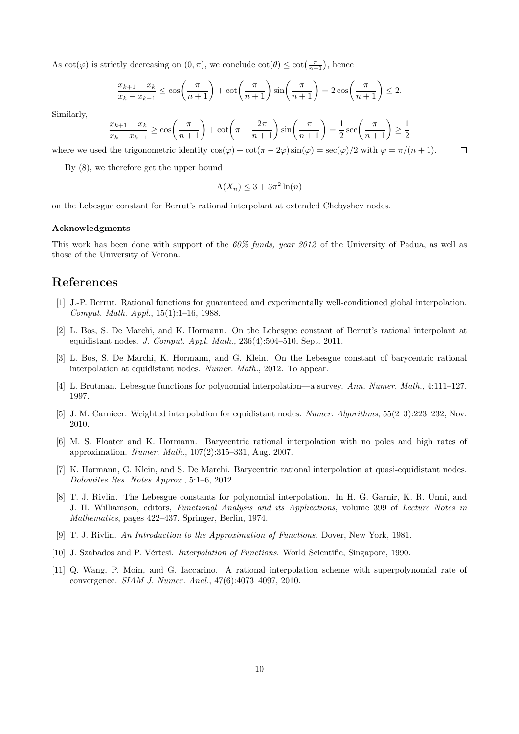As $\cot(\varphi)$ is strictly decreasing on $(0, \pi)$, we conclude $\cot(\theta) \leq \cot\left(\frac{\pi}{n+1}\right)$, hence

$$\frac{x_{k+1} - x_k}{x_k - x_{k-1}} \leq \cos\left(\frac{\pi}{n+1}\right) + \cot\left(\frac{\pi}{n+1}\right) \sin\left(\frac{\pi}{n+1}\right) = 2\cos\left(\frac{\pi}{n+1}\right) \leq 2.$$

Similarly,

$$\frac{x_{k+1} - x_k}{x_k - x_{k-1}} \geq \cos\left(\frac{\pi}{n+1}\right) + \cot\left(\pi - \frac{2\pi}{n+1}\right) \sin\left(\frac{\pi}{n+1}\right) = \frac{1}{2}\sec\left(\frac{\pi}{n+1}\right) \geq \frac{1}{2}$$

where we used the trigonometric identity $\cos(\varphi) + \cot(\pi - 2\varphi)\sin(\varphi) = \sec(\varphi)/2$ with $\varphi = \pi/(n+1)$. $\square$

By (8), we therefore get the upper bound

$$\Lambda(X_n) \leq 3 + 3\pi^2 \ln(n)$$

on the Lebesgue constant for Berrut's rational interpolant at extended Chebyshev nodes.

### Acknowledgments

This work has been done with support of the *60% funds, year 2012* of the University of Padua, as well as those of the University of Verona.

## References

[1] J.-P. Berrut. Rational functions for guaranteed and experimentally well-conditioned global interpolation. *Comput. Math. Appl.*, 15(1):1–16, 1988.

[2] L. Bos, S. De Marchi, and K. Hormann. On the Lebesgue constant of Berrut's rational interpolant at equidistant nodes. *J. Comput. Appl. Math.*, 236(4):504–510, Sept. 2011.

[3] L. Bos, S. De Marchi, K. Hormann, and G. Klein. On the Lebesgue constant of barycentric rational interpolation at equidistant nodes. *Numer. Math.*, 2012. To appear.

[4] L. Brutman. Lebesgue functions for polynomial interpolation—a survey. *Ann. Numer. Math.*, 4:111–127, 1997.

[5] J. M. Carnicer. Weighted interpolation for equidistant nodes. *Numer. Algorithms*, 55(2–3):223–232, Nov. 2010.

[6] M. S. Floater and K. Hormann. Barycentric rational interpolation with no poles and high rates of approximation. *Numer. Math.*, 107(2):315–331, Aug. 2007.

[7] K. Hormann, G. Klein, and S. De Marchi. Barycentric rational interpolation at quasi-equidistant nodes. *Dolomites Res. Notes Approx.*, 5:1–6, 2012.

[8] T. J. Rivlin. The Lebesgue constants for polynomial interpolation. In H. G. Garnir, K. R. Unni, and J. H. Williamson, editors, *Functional Analysis and its Applications*, volume 399 of *Lecture Notes in Mathematics*, pages 422–437. Springer, Berlin, 1974.

[9] T. J. Rivlin. *An Introduction to the Approximation of Functions*. Dover, New York, 1981.

[10] J. Szabados and P. Vértesi. *Interpolation of Functions*. World Scientific, Singapore, 1990.

[11] Q. Wang, P. Moin, and G. Iaccarino. A rational interpolation scheme with superpolynomial rate of convergence. *SIAM J. Numer. Anal.*, 47(6):4073–4097, 2010.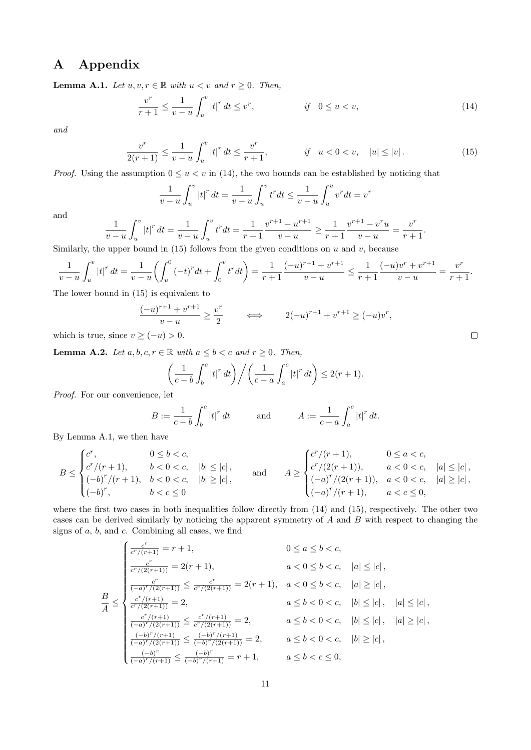# A Appendix

**Lemma A.1.** *Let $u, v, r \in \mathbb{R}$ with $u < v$ and $r \geq 0$. Then,*

$$\frac{v^r}{r+1} \leq \frac{1}{v-u} \int_u^v |t|^r \, dt \leq v^r, \qquad \text{if} \quad 0 \leq u < v, \tag{14}$$

*and*

$$\frac{v^r}{2(r+1)} \leq \frac{1}{v-u} \int_u^v |t|^r \, dt \leq \frac{v^r}{r+1}, \qquad \text{if} \quad u < 0 < v, \quad |u| \leq |v|. \tag{15}$$

*Proof.* Using the assumption $0 \leq u < v$ in (14), the two bounds can be established by noticing that

$$\frac{1}{v-u} \int_u^v |t|^r \, dt = \frac{1}{v-u} \int_u^v t^r dt \leq \frac{1}{v-u} \int_u^v v^r dt = v^r$$

and

$$\frac{1}{v-u} \int_u^v |t|^r \, dt = \frac{1}{v-u} \int_u^v t^r dt = \frac{1}{r+1} \frac{v^{r+1} - u^{r+1}}{v-u} \geq \frac{1}{r+1} \frac{v^{r+1} - v^r u}{v-u} = \frac{v^r}{r+1}.$$

Similarly, the upper bound in (15) follows from the given conditions on $u$ and $v$, because

$$\frac{1}{v-u} \int_u^v |t|^r \, dt = \frac{1}{v-u} \bigg( \int_u^0 (-t)^r dt + \int_0^v t^r dt \bigg) = \frac{1}{r+1} \frac{(-u)^{r+1} + v^{r+1}}{v-u} \leq \frac{1}{r+1} \frac{(-u)v^r + v^{r+1}}{v-u} = \frac{v^r}{r+1}.$$

The lower bound in (15) is equivalent to

$$\frac{(-u)^{r+1} + v^{r+1}}{v-u} \geq \frac{v^r}{2} \qquad \Longleftrightarrow \qquad 2(-u)^{r+1} + v^{r+1} \geq (-u)v^r,$$

which is true, since $v \geq (-u) > 0$. $\square$

**Lemma A.2.** *Let $a, b, c, r \in \mathbb{R}$ with $a \leq b < c$ and $r \geq 0$. Then,*

$$\bigg( \frac{1}{c-b} \int_b^c |t|^r \, dt \bigg) \bigg/ \bigg( \frac{1}{c-a} \int_a^c |t|^r \, dt \bigg) \leq 2(r+1).$$

*Proof.* For our convenience, let

$$B := \frac{1}{c-b} \int_b^c |t|^r \, dt \qquad \text{and} \qquad A := \frac{1}{c-a} \int_a^c |t|^r \, dt.$$

By Lemma A.1, we then have

$$B \leq \begin{cases} c^r, & 0 \leq b < c, \\ c^r/(r+1), & b < 0 < c, \quad |b| \leq |c|, \\ (-b)^r/(r+1), & b < 0 < c, \quad |b| \geq |c|, \\ (-b)^r, & b < c \leq 0 \end{cases} \qquad \text{and} \qquad A \geq \begin{cases} c^r/(r+1), & 0 \leq a < c, \\ c^r/(2(r+1)), & a < 0 < c, \quad |a| \leq |c|, \\ (-a)^r/(2(r+1)), & a < 0 < c, \quad |a| \geq |c|, \\ (-a)^r/(r+1), & a < c \leq 0, \end{cases}$$

where the first two cases in both inequalities follow directly from (14) and (15), respectively. The other two cases can be derived similarly by noticing the apparent symmetry of $A$ and $B$ with respect to changing the signs of $a$, $b$, and $c$. Combining all cases, we find

$$\frac{B}{A} \leq \begin{cases} \frac{c^r}{c^r/(r+1)} = r+1, & 0 \leq a \leq b < c, \\ \frac{c^r}{c^r/(2(r+1))} = 2(r+1), & a < 0 \leq b < c, \quad |a| \leq |c|, \\ \frac{c^r}{(-a)^r/(2(r+1))} \leq \frac{c^r}{c^r/(2(r+1))} = 2(r+1), & a < 0 \leq b < c, \quad |a| \geq |c|, \\ \frac{c^r/(r+1)}{c^r/(2(r+1))} = 2, & a \leq b < 0 < c, \quad |b| \leq |c|, \quad |a| \leq |c|, \\ \frac{c^r/(r+1)}{(-a)^r/(2(r+1))} \leq \frac{c^r/(r+1)}{c^r/(2(r+1))} = 2, & a \leq b < 0 < c, \quad |b| \leq |c|, \quad |a| \geq |c|, \\ \frac{(-b)^r/(r+1)}{(-a)^r/(2(r+1))} \leq \frac{(-b)^r/(r+1)}{(-b)^r/(2(r+1))} = 2, & a \leq b < 0 < c, \quad |b| \geq |c|, \\ \frac{(-b)^r}{(-a)^r/(r+1)} \leq \frac{(-b)^r}{(-b)^r/(r+1)} = r+1, & a \leq b < c \leq 0, \end{cases}$$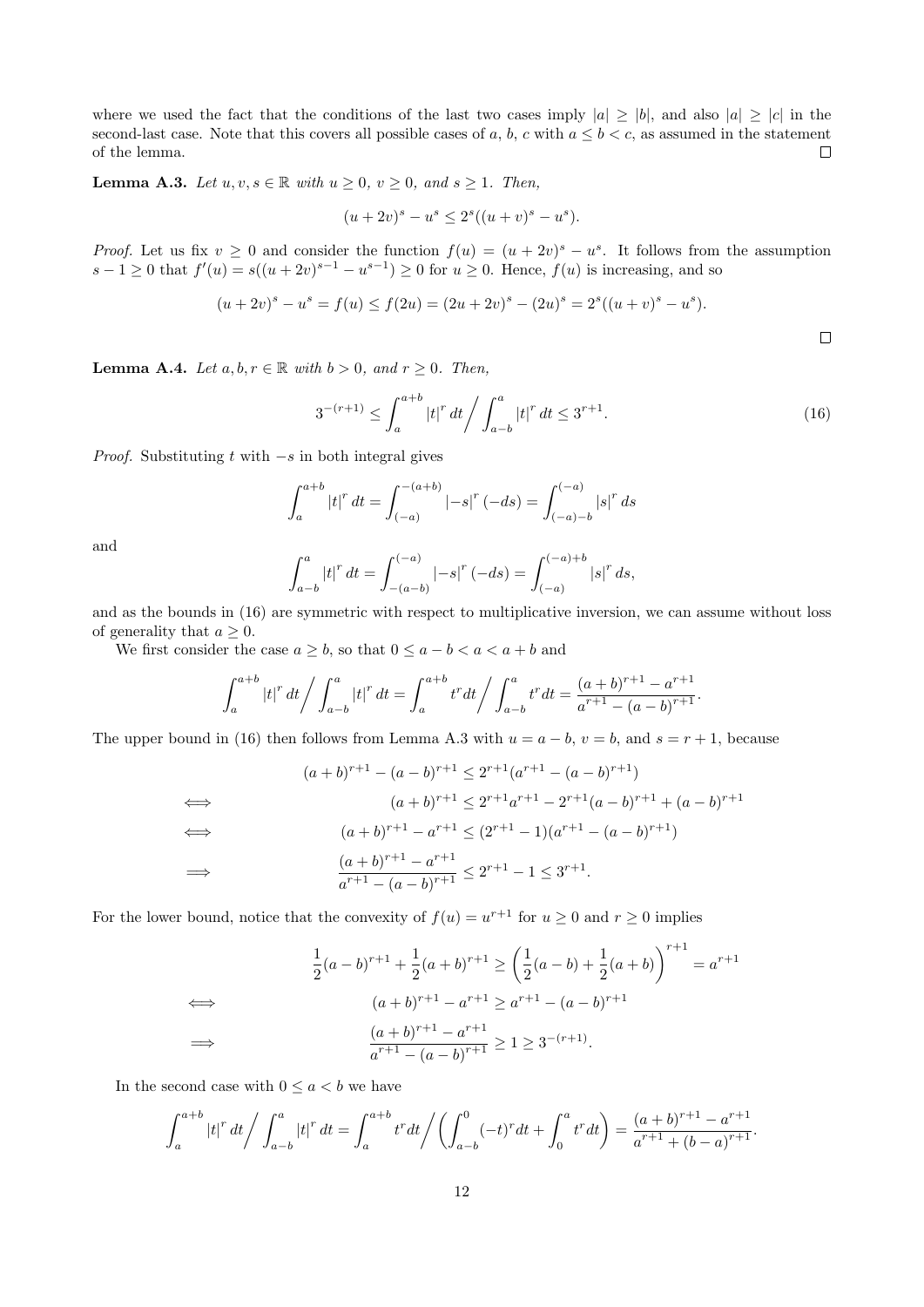where we used the fact that the conditions of the last two cases imply $|a| \geq |b|$, and also $|a| \geq |c|$ in the second-last case. Note that this covers all possible cases of $a$, $b$, $c$ with $a \leq b < c$, as assumed in the statement of the lemma. $\square$

**Lemma A.3.** *Let $u, v, s \in \mathbb{R}$ with $u \geq 0$, $v \geq 0$, and $s \geq 1$. Then,*

$$(u+2v)^s - u^s \leq 2^s((u+v)^s - u^s).$$

*Proof.* Let us fix $v \geq 0$ and consider the function $f(u) = (u+2v)^s - u^s$. It follows from the assumption $s - 1 \geq 0$ that $f'(u) = s((u+2v)^{s-1} - u^{s-1}) \geq 0$ for $u \geq 0$. Hence, $f(u)$ is increasing, and so

$$(u+2v)^s - u^s = f(u) \leq f(2u) = (2u+2v)^s - (2u)^s = 2^s((u+v)^s - u^s).$$

$\square$

**Lemma A.4.** *Let $a, b, r \in \mathbb{R}$ with $b > 0$, and $r \geq 0$. Then,*

$$3^{-(r+1)} \leq \int_a^{a+b} |t|^r \, dt \Big/ \int_{a-b}^{a} |t|^r \, dt \leq 3^{r+1}. \tag{16}$$

*Proof.* Substituting $t$ with $-s$ in both integral gives

$$\int_a^{a+b} |t|^r \, dt = \int_{(-a)}^{-(a+b)} |-s|^r \, (-ds) = \int_{(-a)-b}^{(-a)} |s|^r \, ds$$

and

$$\int_{a-b}^{a} |t|^r \, dt = \int_{-(a-b)}^{(-a)} |-s|^r \, (-ds) = \int_{(-a)}^{(-a)+b} |s|^r \, ds,$$

and as the bounds in (16) are symmetric with respect to multiplicative inversion, we can assume without loss of generality that $a \geq 0$.

We first consider the case $a \geq b$, so that $0 \leq a - b < a < a + b$ and

$$\int_a^{a+b} |t|^r \, dt \Big/ \int_{a-b}^{a} |t|^r \, dt = \int_a^{a+b} t^r dt \Big/ \int_{a-b}^{a} t^r dt = \frac{(a+b)^{r+1} - a^{r+1}}{a^{r+1} - (a-b)^{r+1}}.$$

The upper bound in (16) then follows from Lemma A.3 with $u = a - b$, $v = b$, and $s = r + 1$, because

$$\begin{aligned}
& (a+b)^{r+1} - (a-b)^{r+1} \leq 2^{r+1}(a^{r+1} - (a-b)^{r+1}) \\
\iff \quad & (a+b)^{r+1} \leq 2^{r+1}a^{r+1} - 2^{r+1}(a-b)^{r+1} + (a-b)^{r+1} \\
\iff \quad & (a+b)^{r+1} - a^{r+1} \leq (2^{r+1} - 1)(a^{r+1} - (a-b)^{r+1}) \\
\implies \quad & \frac{(a+b)^{r+1} - a^{r+1}}{a^{r+1} - (a-b)^{r+1}} \leq 2^{r+1} - 1 \leq 3^{r+1}.
\end{aligned}$$

For the lower bound, notice that the convexity of $f(u) = u^{r+1}$ for $u \geq 0$ and $r \geq 0$ implies

$$\begin{aligned}
& \frac{1}{2}(a-b)^{r+1} + \frac{1}{2}(a+b)^{r+1} \geq \left(\frac{1}{2}(a-b) + \frac{1}{2}(a+b)\right)^{r+1} = a^{r+1} \\
\iff \quad & (a+b)^{r+1} - a^{r+1} \geq a^{r+1} - (a-b)^{r+1} \\
\implies \quad & \frac{(a+b)^{r+1} - a^{r+1}}{a^{r+1} - (a-b)^{r+1}} \geq 1 \geq 3^{-(r+1)}.
\end{aligned}$$

In the second case with $0 \leq a < b$ we have

$$\int_a^{a+b} |t|^r \, dt \Big/ \int_{a-b}^{a} |t|^r \, dt = \int_a^{a+b} t^r dt \Big/ \left( \int_{a-b}^{0} (-t)^r dt + \int_0^a t^r dt \right) = \frac{(a+b)^{r+1} - a^{r+1}}{a^{r+1} + (b-a)^{r+1}}.$$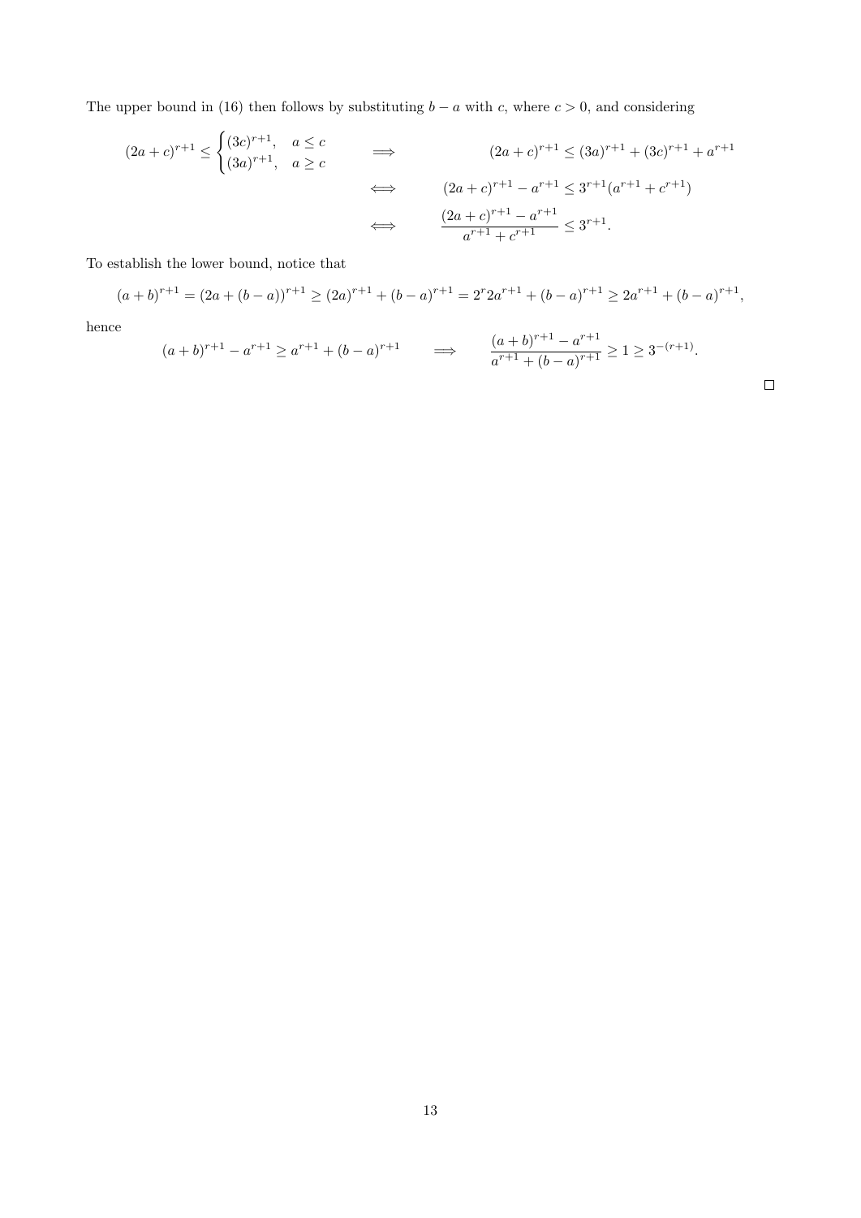The upper bound in (16) then follows by substituting $b - a$ with $c$, where $c > 0$, and considering

$$
(2a+c)^{r+1} \leq \begin{cases} (3c)^{r+1}, & a \leq c \\ (3a)^{r+1}, & a \geq c \end{cases} \qquad \Longrightarrow \qquad (2a+c)^{r+1} \leq (3a)^{r+1} + (3c)^{r+1} + a^{r+1}
$$

$$
\Longleftrightarrow \qquad (2a+c)^{r+1} - a^{r+1} \leq 3^{r+1}(a^{r+1} + c^{r+1})
$$

$$
\Longleftrightarrow \qquad \frac{(2a+c)^{r+1} - a^{r+1}}{a^{r+1} + c^{r+1}} \leq 3^{r+1}.
$$

To establish the lower bound, notice that

$$
(a+b)^{r+1} = (2a + (b-a))^{r+1} \geq (2a)^{r+1} + (b-a)^{r+1} = 2^r 2a^{r+1} + (b-a)^{r+1} \geq 2a^{r+1} + (b-a)^{r+1},
$$

hence

$$
(a+b)^{r+1} - a^{r+1} \geq a^{r+1} + (b-a)^{r+1} \qquad \Longrightarrow \qquad \frac{(a+b)^{r+1} - a^{r+1}}{a^{r+1} + (b-a)^{r+1}} \geq 1 \geq 3^{-(r+1)}.
$$

□